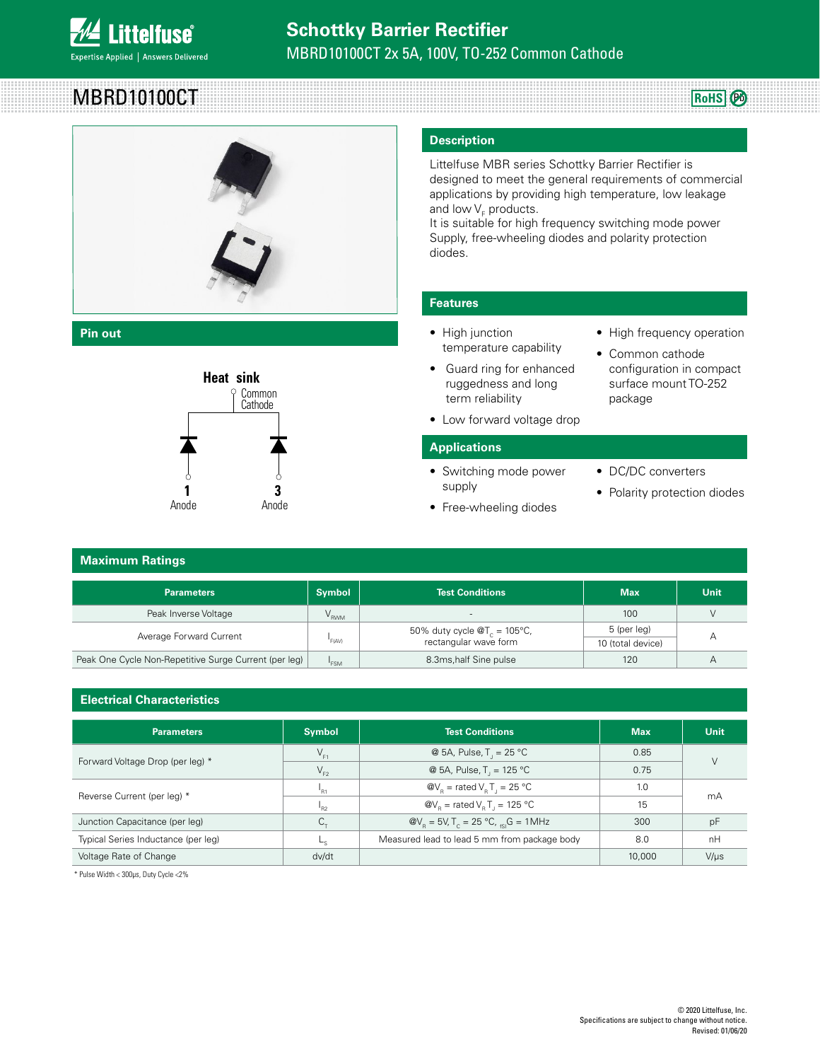# Schottky Barrier Rectifier

MBRD10100CT 2x 5A, 100V, TO-252 Common Cathode

# MBRD10100CT

## Pin out

Heat sink
Common Cathode

1 Anode
3 Anode

## Description

Littelfuse MBR series Schottky Barrier Rectifier is designed to meet the general requirements of commercial applications by providing high temperature, low leakage and low $V_F$ products.
It is suitable for high frequency switching mode power Supply, free-wheeling diodes and polarity protection diodes.

## Features

- High junction temperature capability
- Guard ring for enhanced ruggedness and long term reliability
- Low forward voltage drop
- High frequency operation
- Common cathode configuration in compact surface mount TO-252 package

## Applications

- Switching mode power supply
- Free-wheeling diodes
- DC/DC converters
- Polarity protection diodes

## Maximum Ratings

| Parameters | Symbol | Test Conditions | Max | Unit |
|---|---|---|---|---|
| Peak Inverse Voltage | $V_{RWM}$ | - | 100 | V |
| Average Forward Current | $I_{F(AV)}$ | 50% duty cycle @$T_C$ = 105°C, rectangular wave form | 5 (per leg) | A |
| | | | 10 (total device) | |
| Peak One Cycle Non-Repetitive Surge Current (per leg) | $I_{FSM}$ | 8.3ms,half Sine pulse | 120 | A |

## Electrical Characteristics

| Parameters | Symbol | Test Conditions | Max | Unit |
|---|---|---|---|---|
| Forward Voltage Drop (per leg) * | $V_{F1}$ | @ 5A, Pulse, $T_J$ = 25 °C | 0.85 | V |
| | $V_{F2}$ | @ 5A, Pulse, $T_J$ = 125 °C | 0.75 | |
| Reverse Current (per leg) * | $I_{R1}$ | @$V_R$ = rated $V_R$ $T_J$ = 25 °C | 1.0 | mA |
| | $I_{R2}$ | @$V_R$ = rated $V_R$ $T_J$ = 125 °C | 15 | |
| Junction Capacitance (per leg) | $C_T$ | @$V_R$ = 5V, $T_C$ = 25 °C, $_{fSI}$G = 1MHz | 300 | pF |
| Typical Series Inductance (per leg) | $L_S$ | Measured lead to lead 5 mm from package body | 8.0 | nH |
| Voltage Rate of Change | dv/dt | | 10,000 | V/μs |

* Pulse Width < 300μs, Duty Cycle <2%

© 2020 Littelfuse, Inc.
Specifications are subject to change without notice.
Revised: 01/06/20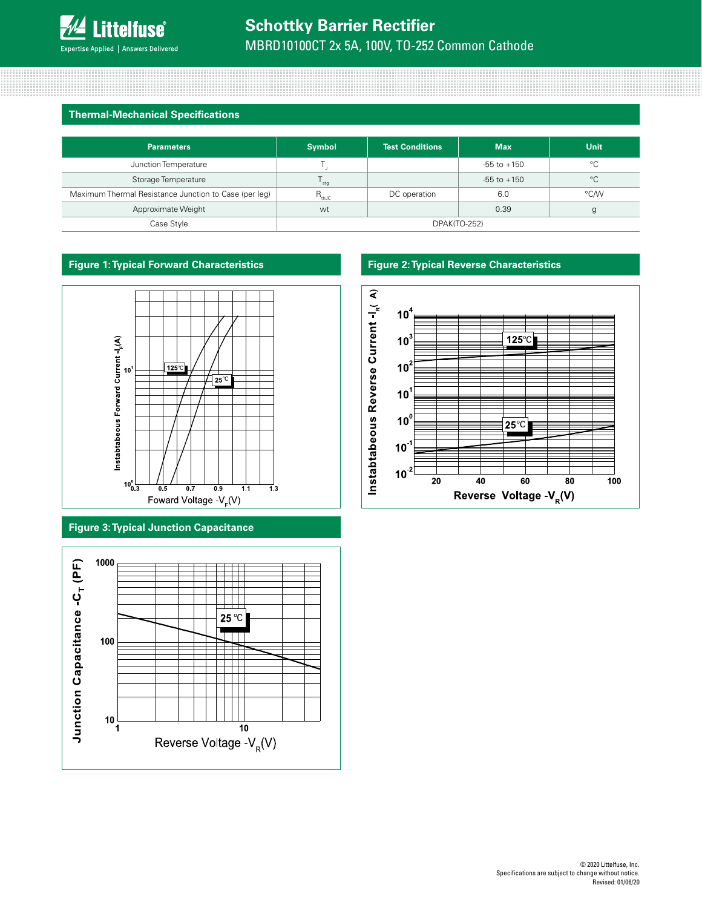## Thermal-Mechanical Specifications

| Parameters | Symbol | Test Conditions | Max | Unit |
|---|---|---|---|---|
| Junction Temperature | $T_J$ | | -55 to +150 | °C |
| Storage Temperature | $T_{stg}$ | | -55 to +150 | °C |
| Maximum Thermal Resistance Junction to Case (per leg) | $R_{thJC}$ | DC operation | 6.0 | °C/W |
| Approximate Weight | wt | | 0.39 | g |
| Case Style | DPAK(TO-252) | | | |

**Figure 1: Typical Forward Characteristics**

**Figure 2: Typical Reverse Characteristics**

**Figure 3: Typical Junction Capacitance**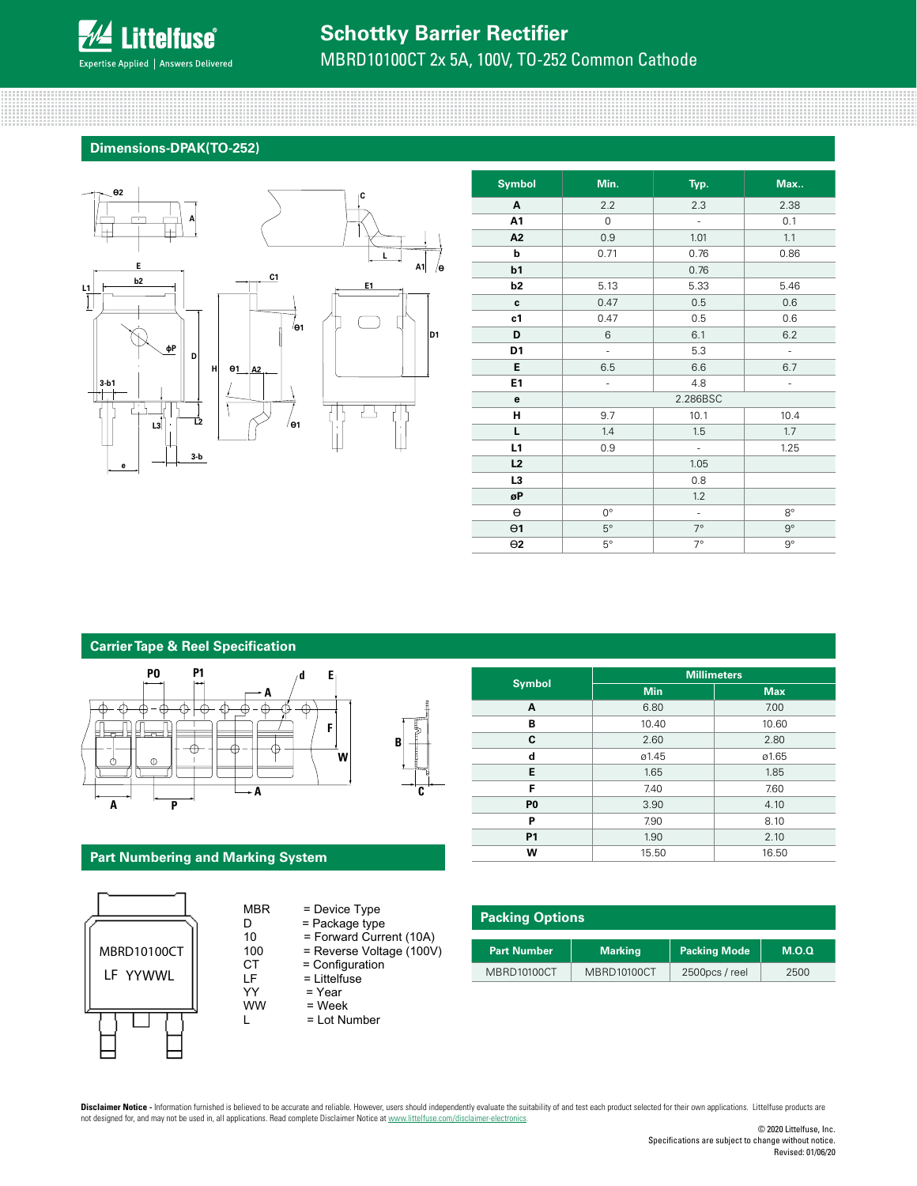# Schottky Barrier Rectifier

MBRD10100CT 2x 5A, 100V, TO-252 Common Cathode

## Dimensions-DPAK(TO-252)

| Symbol | Min. | Typ. | Max.. |
|---|---|---|---|
| A | 2.2 | 2.3 | 2.38 |
| A1 | 0 | - | 0.1 |
| A2 | 0.9 | 1.01 | 1.1 |
| b | 0.71 | 0.76 | 0.86 |
| b1 | | 0.76 | |
| b2 | 5.13 | 5.33 | 5.46 |
| c | 0.47 | 0.5 | 0.6 |
| c1 | 0.47 | 0.5 | 0.6 |
| D | 6 | 6.1 | 6.2 |
| D1 | - | 5.3 | - |
| E | 6.5 | 6.6 | 6.7 |
| E1 | - | 4.8 | - |
| e | | 2.286BSC | |
| H | 9.7 | 10.1 | 10.4 |
| L | 1.4 | 1.5 | 1.7 |
| L1 | 0.9 | - | 1.25 |
| L2 | | 1.05 | |
| L3 | | 0.8 | |
| øP | | 1.2 | |
| Θ | 0° | - | 8° |
| Θ1 | 5° | 7° | 9° |
| Θ2 | 5° | 7° | 9° |

## Carrier Tape & Reel Specification

| Symbol | Millimeters | |
|---|---|---|
| | Min | Max |
| A | 6.80 | 7.00 |
| B | 10.40 | 10.60 |
| C | 2.60 | 2.80 |
| d | ø1.45 | ø1.65 |
| E | 1.65 | 1.85 |
| F | 7.40 | 7.60 |
| P0 | 3.90 | 4.10 |
| P | 7.90 | 8.10 |
| P1 | 1.90 | 2.10 |
| W | 15.50 | 16.50 |

## Part Numbering and Marking System

MBRD10100CT
LF YYWWL

- MBR = Device Type
- D = Package type
- 10 = Forward Current (10A)
- 100 = Reverse Voltage (100V)
- CT = Configuration
- LF = Littelfuse
- YY = Year
- WW = Week
- L = Lot Number

## Packing Options

| Part Number | Marking | Packing Mode | M.O.Q |
|---|---|---|---|
| MBRD10100CT | MBRD10100CT | 2500pcs / reel | 2500 |

**Disclaimer Notice -** Information furnished is believed to be accurate and reliable. However, users should independently evaluate the suitability of and test each product selected for their own applications. Littelfuse products are not designed for, and may not be used in, all applications. Read complete Disclaimer Notice at www.littelfuse.com/disclaimer-electronics.

© 2020 Littelfuse, Inc.
Specifications are subject to change without notice.
Revised: 01/06/20